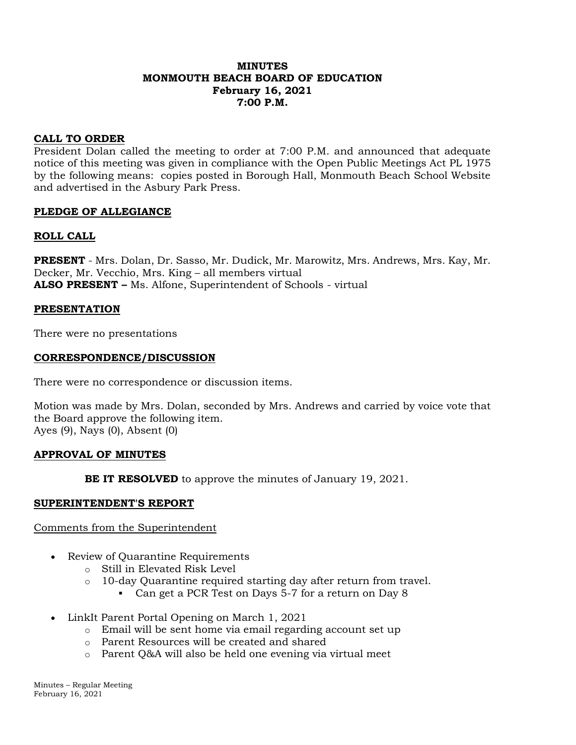# MINUTES
# MONMOUTH BEACH BOARD OF EDUCATION
## February 16, 2021
## 7:00 P.M.

**CALL TO ORDER**

President Dolan called the meeting to order at 7:00 P.M. and announced that adequate notice of this meeting was given in compliance with the Open Public Meetings Act PL 1975 by the following means: copies posted in Borough Hall, Monmouth Beach School Website and advertised in the Asbury Park Press.

**PLEDGE OF ALLEGIANCE**

**ROLL CALL**

**PRESENT** - Mrs. Dolan, Dr. Sasso, Mr. Dudick, Mr. Marowitz, Mrs. Andrews, Mrs. Kay, Mr. Decker, Mr. Vecchio, Mrs. King – all members virtual
**ALSO PRESENT –** Ms. Alfone, Superintendent of Schools - virtual

**PRESENTATION**

There were no presentations

**CORRESPONDENCE/DISCUSSION**

There were no correspondence or discussion items.

Motion was made by Mrs. Dolan, seconded by Mrs. Andrews and carried by voice vote that the Board approve the following item.
Ayes (9), Nays (0), Absent (0)

**APPROVAL OF MINUTES**

**BE IT RESOLVED** to approve the minutes of January 19, 2021.

**SUPERINTENDENT'S REPORT**

Comments from the Superintendent

- Review of Quarantine Requirements
  - Still in Elevated Risk Level
  - 10-day Quarantine required starting day after return from travel.
    - Can get a PCR Test on Days 5-7 for a return on Day 8
- LinkIt Parent Portal Opening on March 1, 2021
  - Email will be sent home via email regarding account set up
  - Parent Resources will be created and shared
  - Parent Q&A will also be held one evening via virtual meet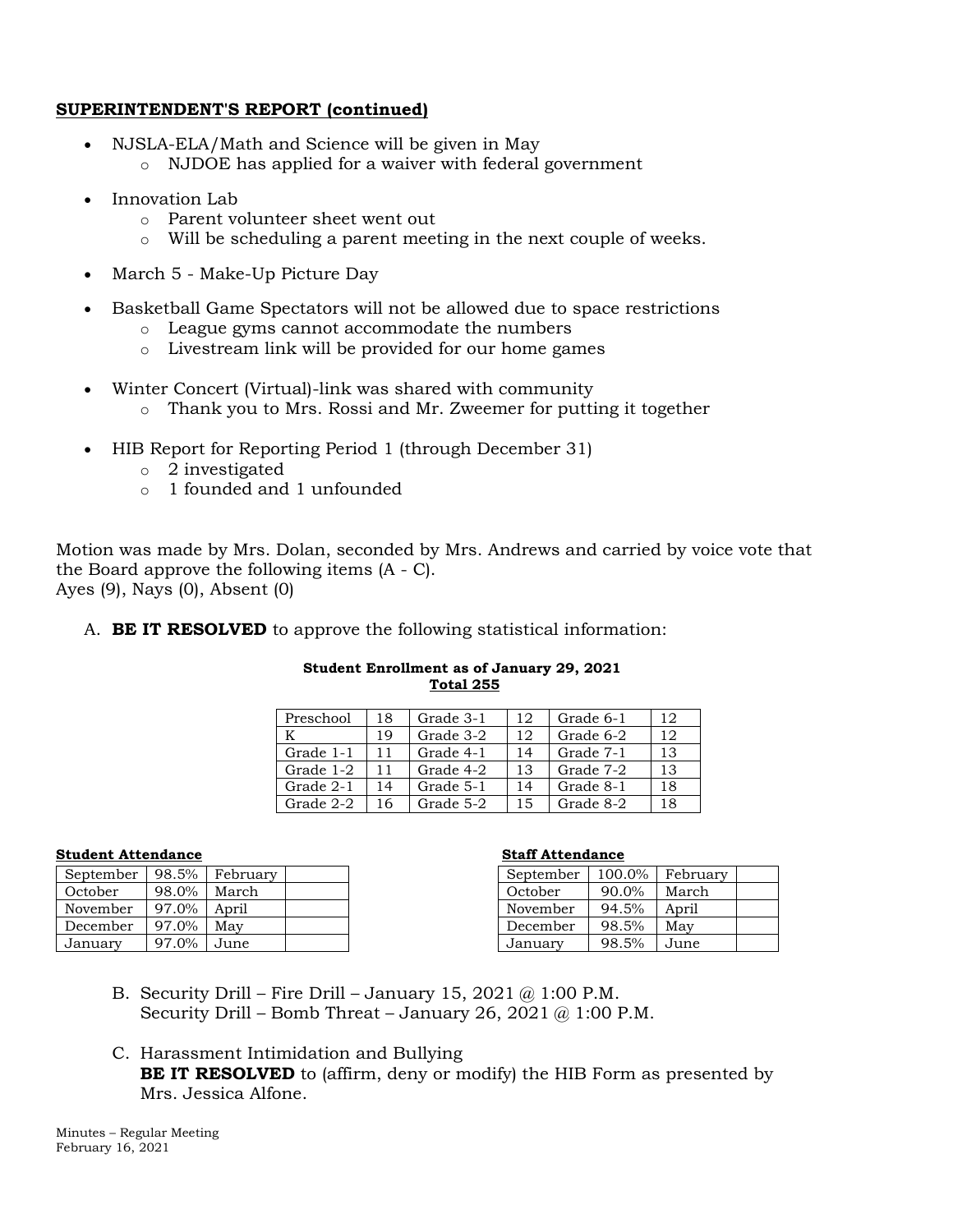**SUPERINTENDENT'S REPORT (continued)**

- NJSLA-ELA/Math and Science will be given in May
  - NJDOE has applied for a waiver with federal government
- Innovation Lab
  - Parent volunteer sheet went out
  - Will be scheduling a parent meeting in the next couple of weeks.
- March 5 - Make-Up Picture Day
- Basketball Game Spectators will not be allowed due to space restrictions
  - League gyms cannot accommodate the numbers
  - Livestream link will be provided for our home games
- Winter Concert (Virtual)-link was shared with community
  - Thank you to Mrs. Rossi and Mr. Zweemer for putting it together
- HIB Report for Reporting Period 1 (through December 31)
  - 2 investigated
  - 1 founded and 1 unfounded

Motion was made by Mrs. Dolan, seconded by Mrs. Andrews and carried by voice vote that the Board approve the following items (A - C).
Ayes (9), Nays (0), Absent (0)

A. **BE IT RESOLVED** to approve the following statistical information:

**Student Enrollment as of January 29, 2021**
**Total 255**

| | | | | | |
|---|---|---|---|---|---|
| Preschool | 18 | Grade 3-1 | 12 | Grade 6-1 | 12 |
| K | 19 | Grade 3-2 | 12 | Grade 6-2 | 12 |
| Grade 1-1 | 11 | Grade 4-1 | 14 | Grade 7-1 | 13 |
| Grade 1-2 | 11 | Grade 4-2 | 13 | Grade 7-2 | 13 |
| Grade 2-1 | 14 | Grade 5-1 | 14 | Grade 8-1 | 18 |
| Grade 2-2 | 16 | Grade 5-2 | 15 | Grade 8-2 | 18 |

**Student Attendance**

| | | | |
|---|---|---|---|
| September | 98.5% | February | |
| October | 98.0% | March | |
| November | 97.0% | April | |
| December | 97.0% | May | |
| January | 97.0% | June | |

**Staff Attendance**

| | | | |
|---|---|---|---|
| September | 100.0% | February | |
| October | 90.0% | March | |
| November | 94.5% | April | |
| December | 98.5% | May | |
| January | 98.5% | June | |

B. Security Drill – Fire Drill – January 15, 2021 @ 1:00 P.M.
Security Drill – Bomb Threat – January 26, 2021 @ 1:00 P.M.

C. Harassment Intimidation and Bullying
**BE IT RESOLVED** to (affirm, deny or modify) the HIB Form as presented by Mrs. Jessica Alfone.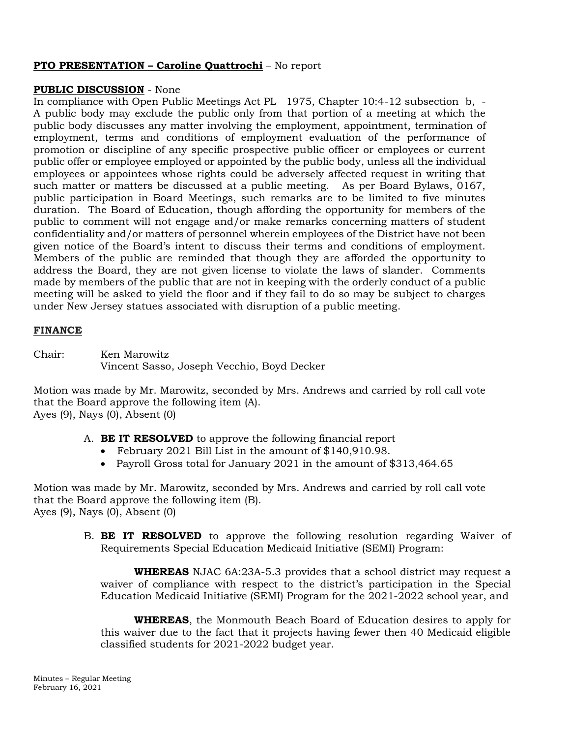**PTO PRESENTATION – Caroline Quattrochi** – No report

**PUBLIC DISCUSSION** - None

In compliance with Open Public Meetings Act PL 1975, Chapter 10:4-12 subsection b, - A public body may exclude the public only from that portion of a meeting at which the public body discusses any matter involving the employment, appointment, termination of employment, terms and conditions of employment evaluation of the performance of promotion or discipline of any specific prospective public officer or employees or current public offer or employee employed or appointed by the public body, unless all the individual employees or appointees whose rights could be adversely affected request in writing that such matter or matters be discussed at a public meeting. As per Board Bylaws, 0167, public participation in Board Meetings, such remarks are to be limited to five minutes duration. The Board of Education, though affording the opportunity for members of the public to comment will not engage and/or make remarks concerning matters of student confidentiality and/or matters of personnel wherein employees of the District have not been given notice of the Board's intent to discuss their terms and conditions of employment. Members of the public are reminded that though they are afforded the opportunity to address the Board, they are not given license to violate the laws of slander. Comments made by members of the public that are not in keeping with the orderly conduct of a public meeting will be asked to yield the floor and if they fail to do so may be subject to charges under New Jersey statues associated with disruption of a public meeting.

**FINANCE**

Chair: Ken Marowitz
Vincent Sasso, Joseph Vecchio, Boyd Decker

Motion was made by Mr. Marowitz, seconded by Mrs. Andrews and carried by roll call vote that the Board approve the following item (A).
Ayes (9), Nays (0), Absent (0)

A. **BE IT RESOLVED** to approve the following financial report
   - February 2021 Bill List in the amount of $140,910.98.
   - Payroll Gross total for January 2021 in the amount of $313,464.65

Motion was made by Mr. Marowitz, seconded by Mrs. Andrews and carried by roll call vote that the Board approve the following item (B).
Ayes (9), Nays (0), Absent (0)

B. **BE IT RESOLVED** to approve the following resolution regarding Waiver of Requirements Special Education Medicaid Initiative (SEMI) Program:

   **WHEREAS** NJAC 6A:23A-5.3 provides that a school district may request a waiver of compliance with respect to the district's participation in the Special Education Medicaid Initiative (SEMI) Program for the 2021-2022 school year, and

   **WHEREAS**, the Monmouth Beach Board of Education desires to apply for this waiver due to the fact that it projects having fewer then 40 Medicaid eligible classified students for 2021-2022 budget year.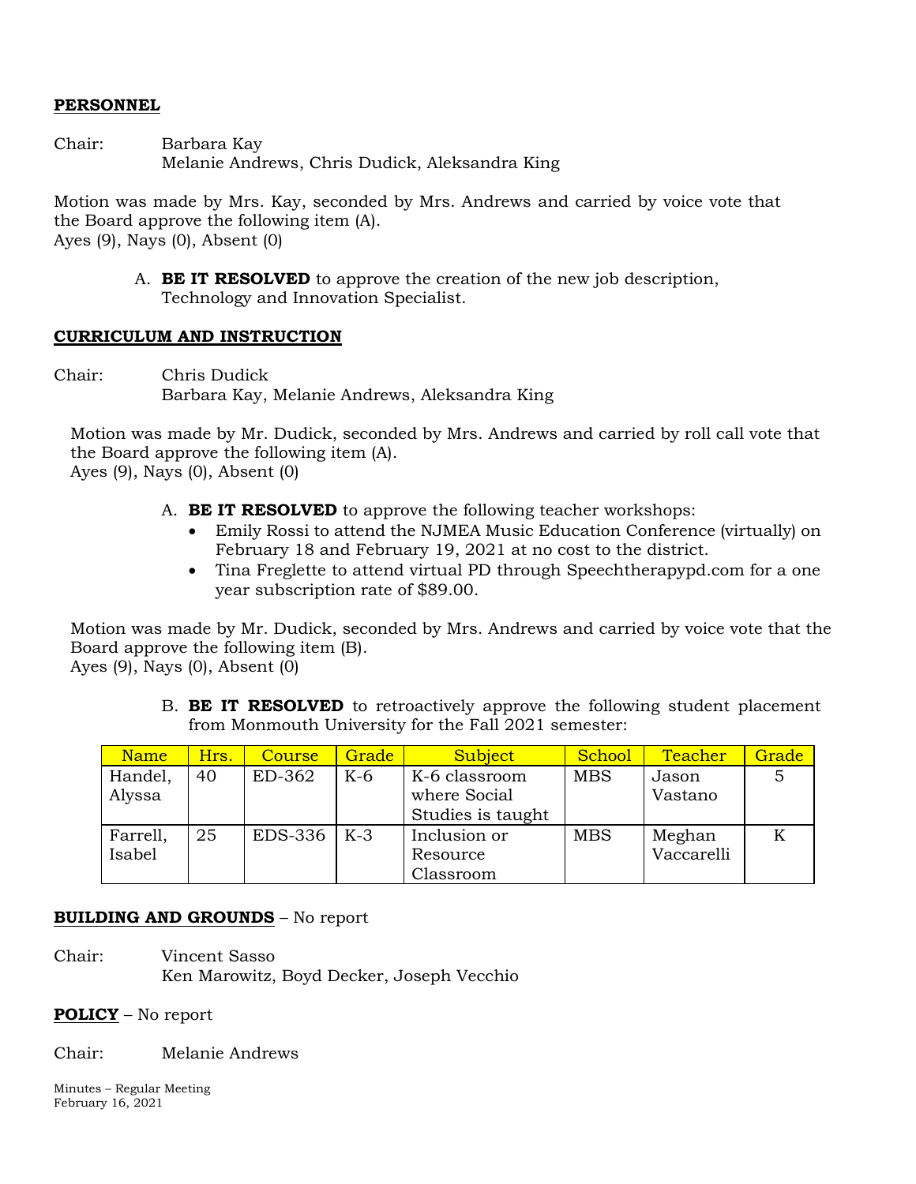**PERSONNEL**

Chair: Barbara Kay
Melanie Andrews, Chris Dudick, Aleksandra King

Motion was made by Mrs. Kay, seconded by Mrs. Andrews and carried by voice vote that the Board approve the following item (A).
Ayes (9), Nays (0), Absent (0)

A. **BE IT RESOLVED** to approve the creation of the new job description, Technology and Innovation Specialist.

**CURRICULUM AND INSTRUCTION**

Chair: Chris Dudick
Barbara Kay, Melanie Andrews, Aleksandra King

Motion was made by Mr. Dudick, seconded by Mrs. Andrews and carried by roll call vote that the Board approve the following item (A).
Ayes (9), Nays (0), Absent (0)

A. **BE IT RESOLVED** to approve the following teacher workshops:
- Emily Rossi to attend the NJMEA Music Education Conference (virtually) on February 18 and February 19, 2021 at no cost to the district.
- Tina Freglette to attend virtual PD through Speechtherapypd.com for a one year subscription rate of $89.00.

Motion was made by Mr. Dudick, seconded by Mrs. Andrews and carried by voice vote that the Board approve the following item (B).
Ayes (9), Nays (0), Absent (0)

B. **BE IT RESOLVED** to retroactively approve the following student placement from Monmouth University for the Fall 2021 semester:

| Name | Hrs. | Course | Grade | Subject | School | Teacher | Grade |
|---|---|---|---|---|---|---|---|
| Handel, Alyssa | 40 | ED-362 | K-6 | K-6 classroom where Social Studies is taught | MBS | Jason Vastano | 5 |
| Farrell, Isabel | 25 | EDS-336 | K-3 | Inclusion or Resource Classroom | MBS | Meghan Vaccarelli | K |

**BUILDING AND GROUNDS** – No report

Chair: Vincent Sasso
Ken Marowitz, Boyd Decker, Joseph Vecchio

**POLICY** – No report

Chair: Melanie Andrews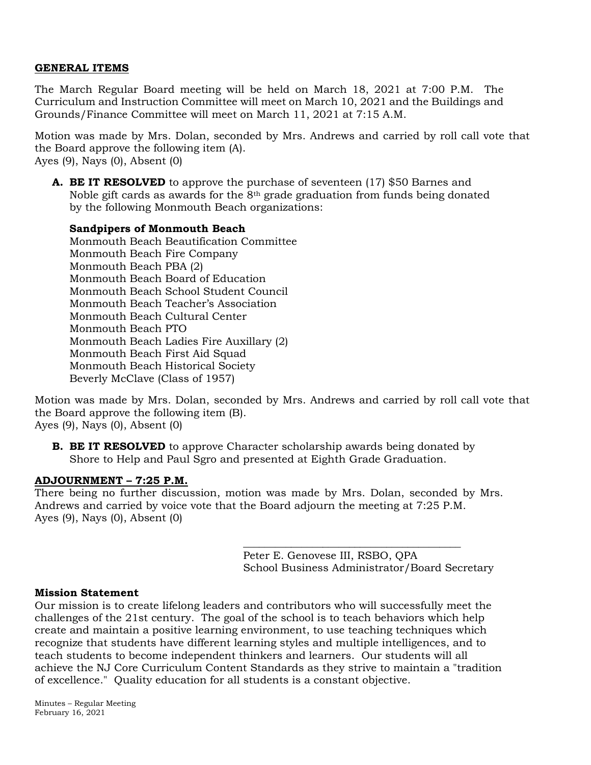**GENERAL ITEMS**

The March Regular Board meeting will be held on March 18, 2021 at 7:00 P.M. The Curriculum and Instruction Committee will meet on March 10, 2021 and the Buildings and Grounds/Finance Committee will meet on March 11, 2021 at 7:15 A.M.

Motion was made by Mrs. Dolan, seconded by Mrs. Andrews and carried by roll call vote that the Board approve the following item (A).
Ayes (9), Nays (0), Absent (0)

**A. BE IT RESOLVED** to approve the purchase of seventeen (17) $50 Barnes and Noble gift cards as awards for the 8th grade graduation from funds being donated by the following Monmouth Beach organizations:

**Sandpipers of Monmouth Beach**
Monmouth Beach Beautification Committee
Monmouth Beach Fire Company
Monmouth Beach PBA (2)
Monmouth Beach Board of Education
Monmouth Beach School Student Council
Monmouth Beach Teacher's Association
Monmouth Beach Cultural Center
Monmouth Beach PTO
Monmouth Beach Ladies Fire Auxillary (2)
Monmouth Beach First Aid Squad
Monmouth Beach Historical Society
Beverly McClave (Class of 1957)

Motion was made by Mrs. Dolan, seconded by Mrs. Andrews and carried by roll call vote that the Board approve the following item (B).
Ayes (9), Nays (0), Absent (0)

**B. BE IT RESOLVED** to approve Character scholarship awards being donated by Shore to Help and Paul Sgro and presented at Eighth Grade Graduation.

**ADJOURNMENT – 7:25 P.M.**

There being no further discussion, motion was made by Mrs. Dolan, seconded by Mrs. Andrews and carried by voice vote that the Board adjourn the meeting at 7:25 P.M.
Ayes (9), Nays (0), Absent (0)

\_\_\_\_\_\_\_\_\_\_\_\_\_\_\_\_\_\_\_\_\_\_\_\_\_\_\_\_\_\_\_\_\_\_\_\_\_\_\_\_
Peter E. Genovese III, RSBO, QPA
School Business Administrator/Board Secretary

**Mission Statement**

Our mission is to create lifelong leaders and contributors who will successfully meet the challenges of the 21st century. The goal of the school is to teach behaviors which help create and maintain a positive learning environment, to use teaching techniques which recognize that students have different learning styles and multiple intelligences, and to teach students to become independent thinkers and learners. Our students will all achieve the NJ Core Curriculum Content Standards as they strive to maintain a "tradition of excellence." Quality education for all students is a constant objective.